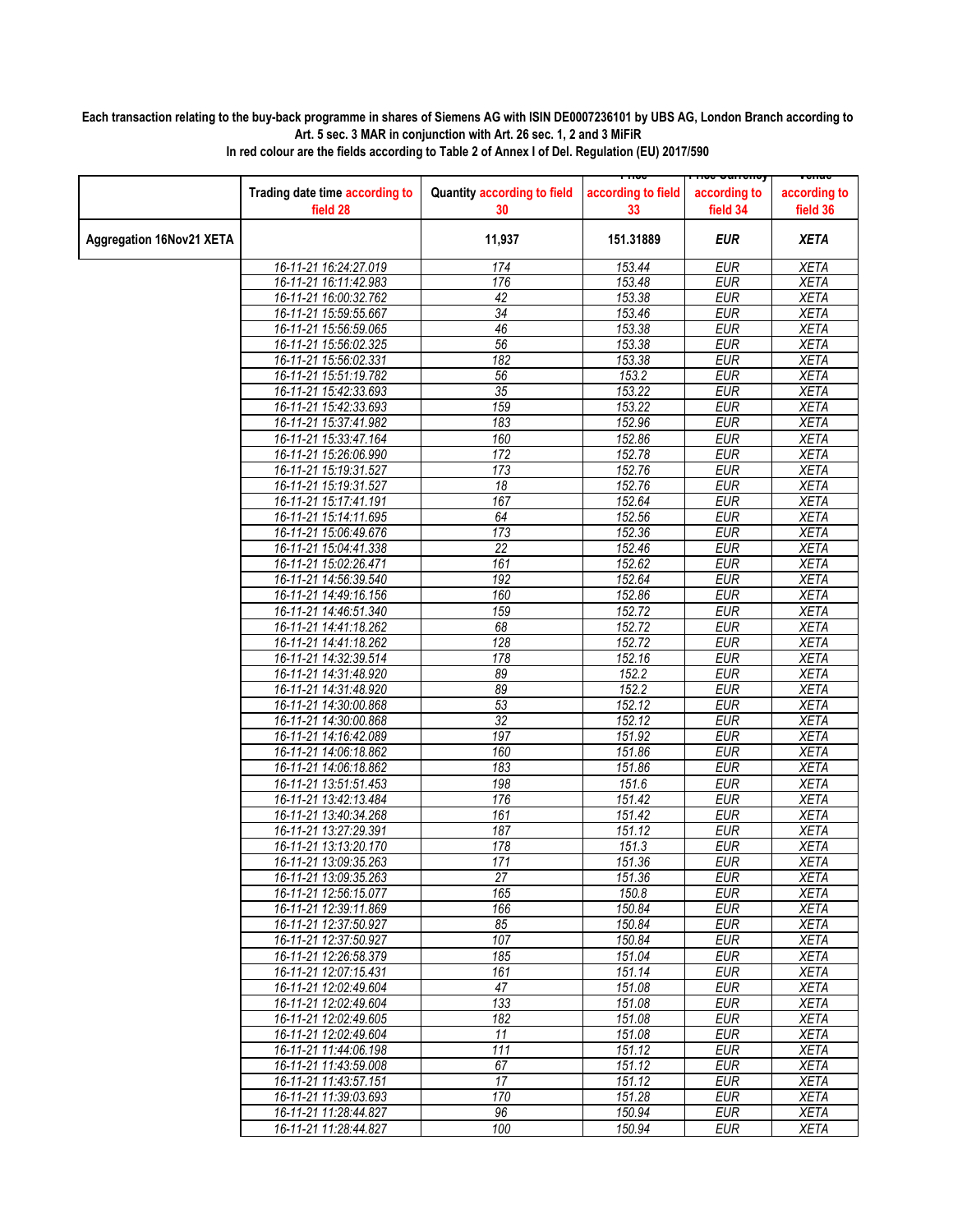**Each transaction relating to the buy-back programme in shares of Siemens AG with ISIN DE0007236101 by UBS AG, London Branch according to Art. 5 sec. 3 MAR in conjunction with Art. 26 sec. 1, 2 and 3 MiFiR**

**In red colour are the fields according to Table 2 of Annex I of Del. Regulation (EU) 2017/590**

| | Trading date time according to field 28 | Quantity according to field 30 | Price according to field 33 | Price Currency according to field 34 | Venue according to field 36 |
|---|---|---|---|---|---|
| **Aggregation 16Nov21 XETA** | | **11,937** | **151.31889** | ***EUR*** | ***XETA*** |
| | 16-11-21 16:24:27.019 | 174 | 153.44 | EUR | XETA |
| | 16-11-21 16:11:42.983 | 176 | 153.48 | EUR | XETA |
| | 16-11-21 16:00:32.762 | 42 | 153.38 | EUR | XETA |
| | 16-11-21 15:59:55.667 | 34 | 153.46 | EUR | XETA |
| | 16-11-21 15:56:59.065 | 46 | 153.38 | EUR | XETA |
| | 16-11-21 15:56:02.325 | 56 | 153.38 | EUR | XETA |
| | 16-11-21 15:56:02.331 | 182 | 153.38 | EUR | XETA |
| | 16-11-21 15:51:19.782 | 56 | 153.2 | EUR | XETA |
| | 16-11-21 15:42:33.693 | 35 | 153.22 | EUR | XETA |
| | 16-11-21 15:42:33.693 | 159 | 153.22 | EUR | XETA |
| | 16-11-21 15:37:41.982 | 183 | 152.96 | EUR | XETA |
| | 16-11-21 15:33:47.164 | 160 | 152.86 | EUR | XETA |
| | 16-11-21 15:26:06.990 | 172 | 152.78 | EUR | XETA |
| | 16-11-21 15:19:31.527 | 173 | 152.76 | EUR | XETA |
| | 16-11-21 15:19:31.527 | 18 | 152.76 | EUR | XETA |
| | 16-11-21 15:17:41.191 | 167 | 152.64 | EUR | XETA |
| | 16-11-21 15:14:11.695 | 64 | 152.56 | EUR | XETA |
| | 16-11-21 15:06:49.676 | 173 | 152.36 | EUR | XETA |
| | 16-11-21 15:04:41.338 | 22 | 152.46 | EUR | XETA |
| | 16-11-21 15:02:26.471 | 161 | 152.62 | EUR | XETA |
| | 16-11-21 14:56:39.540 | 192 | 152.64 | EUR | XETA |
| | 16-11-21 14:49:16.156 | 160 | 152.86 | EUR | XETA |
| | 16-11-21 14:46:51.340 | 159 | 152.72 | EUR | XETA |
| | 16-11-21 14:41:18.262 | 68 | 152.72 | EUR | XETA |
| | 16-11-21 14:41:18.262 | 128 | 152.72 | EUR | XETA |
| | 16-11-21 14:32:39.514 | 178 | 152.16 | EUR | XETA |
| | 16-11-21 14:31:48.920 | 89 | 152.2 | EUR | XETA |
| | 16-11-21 14:31:48.920 | 89 | 152.2 | EUR | XETA |
| | 16-11-21 14:30:00.868 | 53 | 152.12 | EUR | XETA |
| | 16-11-21 14:30:00.868 | 32 | 152.12 | EUR | XETA |
| | 16-11-21 14:16:42.089 | 197 | 151.92 | EUR | XETA |
| | 16-11-21 14:06:18.862 | 160 | 151.86 | EUR | XETA |
| | 16-11-21 14:06:18.862 | 183 | 151.86 | EUR | XETA |
| | 16-11-21 13:51:51.453 | 198 | 151.6 | EUR | XETA |
| | 16-11-21 13:42:13.484 | 176 | 151.42 | EUR | XETA |
| | 16-11-21 13:40:34.268 | 161 | 151.42 | EUR | XETA |
| | 16-11-21 13:27:29.391 | 187 | 151.12 | EUR | XETA |
| | 16-11-21 13:13:20.170 | 178 | 151.3 | EUR | XETA |
| | 16-11-21 13:09:35.263 | 171 | 151.36 | EUR | XETA |
| | 16-11-21 13:09:35.263 | 27 | 151.36 | EUR | XETA |
| | 16-11-21 12:56:15.077 | 165 | 150.8 | EUR | XETA |
| | 16-11-21 12:39:11.869 | 166 | 150.84 | EUR | XETA |
| | 16-11-21 12:37:50.927 | 85 | 150.84 | EUR | XETA |
| | 16-11-21 12:37:50.927 | 107 | 150.84 | EUR | XETA |
| | 16-11-21 12:26:58.379 | 185 | 151.04 | EUR | XETA |
| | 16-11-21 12:07:15.431 | 161 | 151.14 | EUR | XETA |
| | 16-11-21 12:02:49.604 | 47 | 151.08 | EUR | XETA |
| | 16-11-21 12:02:49.604 | 133 | 151.08 | EUR | XETA |
| | 16-11-21 12:02:49.605 | 182 | 151.08 | EUR | XETA |
| | 16-11-21 12:02:49.604 | 11 | 151.08 | EUR | XETA |
| | 16-11-21 11:44:06.198 | 111 | 151.12 | EUR | XETA |
| | 16-11-21 11:43:59.008 | 67 | 151.12 | EUR | XETA |
| | 16-11-21 11:43:57.151 | 17 | 151.12 | EUR | XETA |
| | 16-11-21 11:39:03.693 | 170 | 151.28 | EUR | XETA |
| | 16-11-21 11:28:44.827 | 96 | 150.94 | EUR | XETA |
| | 16-11-21 11:28:44.827 | 100 | 150.94 | EUR | XETA |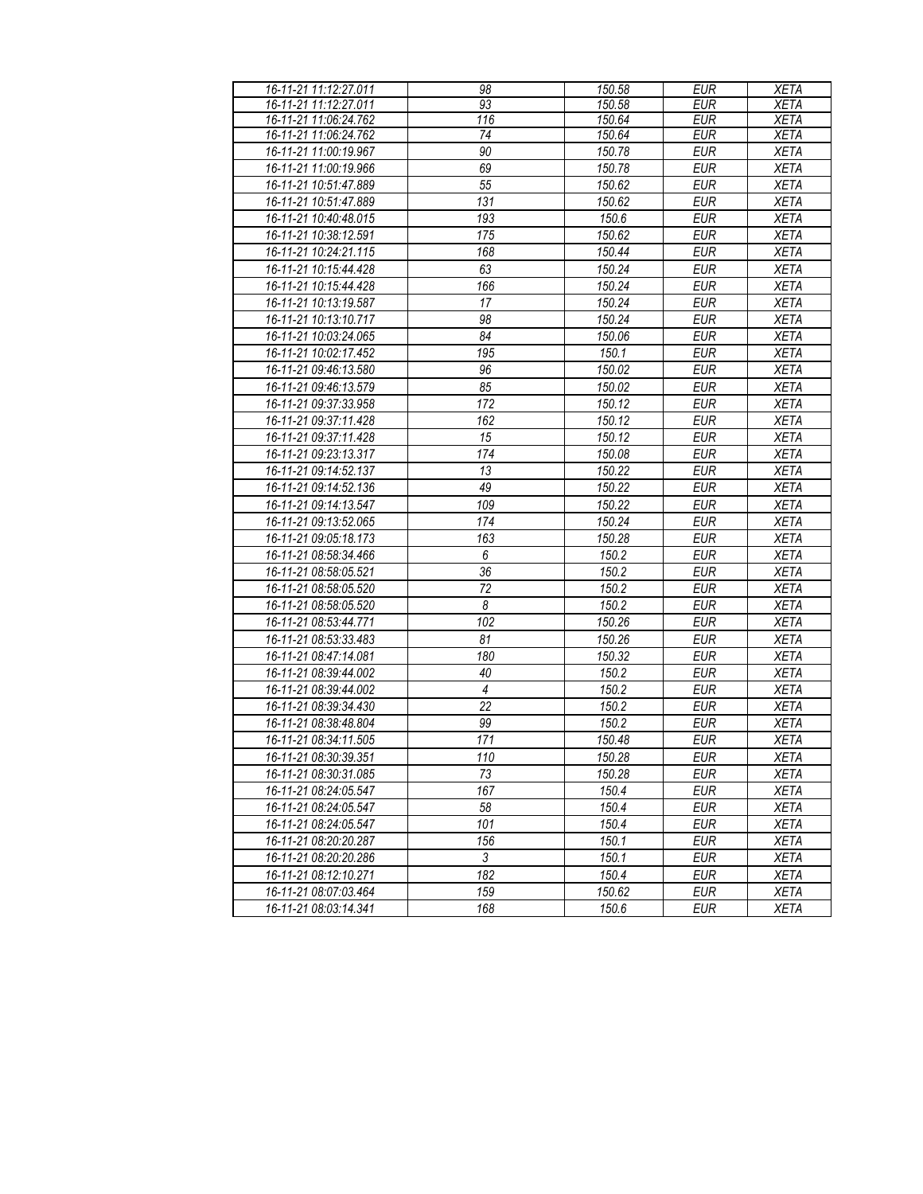| | | | | |
|---|---|---|---|---|
| 16-11-21 11:12:27.011 | 98 | 150.58 | EUR | XETA |
| 16-11-21 11:12:27.011 | 93 | 150.58 | EUR | XETA |
| 16-11-21 11:06:24.762 | 116 | 150.64 | EUR | XETA |
| 16-11-21 11:06:24.762 | 74 | 150.64 | EUR | XETA |
| 16-11-21 11:00:19.967 | 90 | 150.78 | EUR | XETA |
| 16-11-21 11:00:19.966 | 69 | 150.78 | EUR | XETA |
| 16-11-21 10:51:47.889 | 55 | 150.62 | EUR | XETA |
| 16-11-21 10:51:47.889 | 131 | 150.62 | EUR | XETA |
| 16-11-21 10:40:48.015 | 193 | 150.6 | EUR | XETA |
| 16-11-21 10:38:12.591 | 175 | 150.62 | EUR | XETA |
| 16-11-21 10:24:21.115 | 168 | 150.44 | EUR | XETA |
| 16-11-21 10:15:44.428 | 63 | 150.24 | EUR | XETA |
| 16-11-21 10:15:44.428 | 166 | 150.24 | EUR | XETA |
| 16-11-21 10:13:19.587 | 17 | 150.24 | EUR | XETA |
| 16-11-21 10:13:10.717 | 98 | 150.24 | EUR | XETA |
| 16-11-21 10:03:24.065 | 84 | 150.06 | EUR | XETA |
| 16-11-21 10:02:17.452 | 195 | 150.1 | EUR | XETA |
| 16-11-21 09:46:13.580 | 96 | 150.02 | EUR | XETA |
| 16-11-21 09:46:13.579 | 85 | 150.02 | EUR | XETA |
| 16-11-21 09:37:33.958 | 172 | 150.12 | EUR | XETA |
| 16-11-21 09:37:11.428 | 162 | 150.12 | EUR | XETA |
| 16-11-21 09:37:11.428 | 15 | 150.12 | EUR | XETA |
| 16-11-21 09:23:13.317 | 174 | 150.08 | EUR | XETA |
| 16-11-21 09:14:52.137 | 13 | 150.22 | EUR | XETA |
| 16-11-21 09:14:52.136 | 49 | 150.22 | EUR | XETA |
| 16-11-21 09:14:13.547 | 109 | 150.22 | EUR | XETA |
| 16-11-21 09:13:52.065 | 174 | 150.24 | EUR | XETA |
| 16-11-21 09:05:18.173 | 163 | 150.28 | EUR | XETA |
| 16-11-21 08:58:34.466 | 6 | 150.2 | EUR | XETA |
| 16-11-21 08:58:05.521 | 36 | 150.2 | EUR | XETA |
| 16-11-21 08:58:05.520 | 72 | 150.2 | EUR | XETA |
| 16-11-21 08:58:05.520 | 8 | 150.2 | EUR | XETA |
| 16-11-21 08:53:44.771 | 102 | 150.26 | EUR | XETA |
| 16-11-21 08:53:33.483 | 81 | 150.26 | EUR | XETA |
| 16-11-21 08:47:14.081 | 180 | 150.32 | EUR | XETA |
| 16-11-21 08:39:44.002 | 40 | 150.2 | EUR | XETA |
| 16-11-21 08:39:44.002 | 4 | 150.2 | EUR | XETA |
| 16-11-21 08:39:34.430 | 22 | 150.2 | EUR | XETA |
| 16-11-21 08:38:48.804 | 99 | 150.2 | EUR | XETA |
| 16-11-21 08:34:11.505 | 171 | 150.48 | EUR | XETA |
| 16-11-21 08:30:39.351 | 110 | 150.28 | EUR | XETA |
| 16-11-21 08:30:31.085 | 73 | 150.28 | EUR | XETA |
| 16-11-21 08:24:05.547 | 167 | 150.4 | EUR | XETA |
| 16-11-21 08:24:05.547 | 58 | 150.4 | EUR | XETA |
| 16-11-21 08:24:05.547 | 101 | 150.4 | EUR | XETA |
| 16-11-21 08:20:20.287 | 156 | 150.1 | EUR | XETA |
| 16-11-21 08:20:20.286 | 3 | 150.1 | EUR | XETA |
| 16-11-21 08:12:10.271 | 182 | 150.4 | EUR | XETA |
| 16-11-21 08:07:03.464 | 159 | 150.62 | EUR | XETA |
| 16-11-21 08:03:14.341 | 168 | 150.6 | EUR | XETA |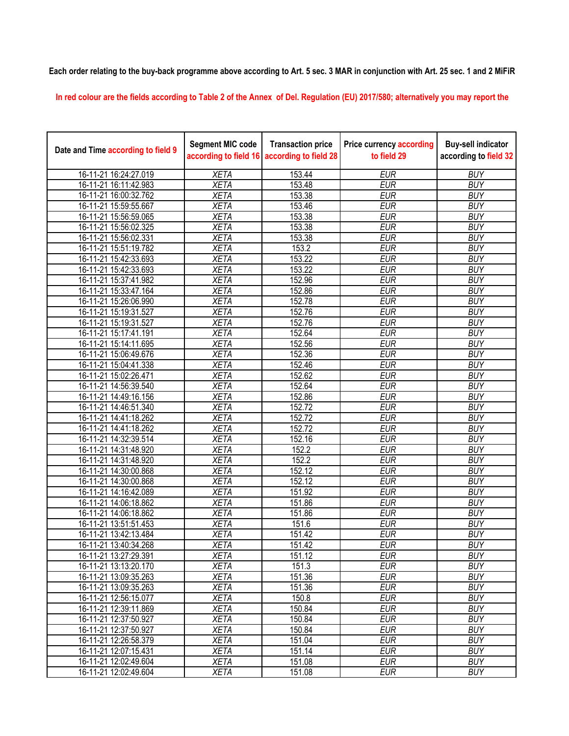**Each order relating to the buy-back programme above according to Art. 5 sec. 3 MAR in conjunction with Art. 25 sec. 1 and 2 MiFiR**

In red colour are the fields according to Table 2 of the Annex of Del. Regulation (EU) 2017/580; alternatively you may report the

| Date and Time according to field 9 | Segment MIC code according to field 16 | Transaction price according to field 28 | Price currency according to field 29 | Buy-sell indicator according to field 32 |
|---|---|---|---|---|
| 16-11-21 16:24:27.019 | XETA | 153.44 | EUR | BUY |
| 16-11-21 16:11:42.983 | XETA | 153.48 | EUR | BUY |
| 16-11-21 16:00:32.762 | XETA | 153.38 | EUR | BUY |
| 16-11-21 15:59:55.667 | XETA | 153.46 | EUR | BUY |
| 16-11-21 15:56:59.065 | XETA | 153.38 | EUR | BUY |
| 16-11-21 15:56:02.325 | XETA | 153.38 | EUR | BUY |
| 16-11-21 15:56:02.331 | XETA | 153.38 | EUR | BUY |
| 16-11-21 15:51:19.782 | XETA | 153.2 | EUR | BUY |
| 16-11-21 15:42:33.693 | XETA | 153.22 | EUR | BUY |
| 16-11-21 15:42:33.693 | XETA | 153.22 | EUR | BUY |
| 16-11-21 15:37:41.982 | XETA | 152.96 | EUR | BUY |
| 16-11-21 15:33:47.164 | XETA | 152.86 | EUR | BUY |
| 16-11-21 15:26:06.990 | XETA | 152.78 | EUR | BUY |
| 16-11-21 15:19:31.527 | XETA | 152.76 | EUR | BUY |
| 16-11-21 15:19:31.527 | XETA | 152.76 | EUR | BUY |
| 16-11-21 15:17:41.191 | XETA | 152.64 | EUR | BUY |
| 16-11-21 15:14:11.695 | XETA | 152.56 | EUR | BUY |
| 16-11-21 15:06:49.676 | XETA | 152.36 | EUR | BUY |
| 16-11-21 15:04:41.338 | XETA | 152.46 | EUR | BUY |
| 16-11-21 15:02:26.471 | XETA | 152.62 | EUR | BUY |
| 16-11-21 14:56:39.540 | XETA | 152.64 | EUR | BUY |
| 16-11-21 14:49:16.156 | XETA | 152.86 | EUR | BUY |
| 16-11-21 14:46:51.340 | XETA | 152.72 | EUR | BUY |
| 16-11-21 14:41:18.262 | XETA | 152.72 | EUR | BUY |
| 16-11-21 14:41:18.262 | XETA | 152.72 | EUR | BUY |
| 16-11-21 14:32:39.514 | XETA | 152.16 | EUR | BUY |
| 16-11-21 14:31:48.920 | XETA | 152.2 | EUR | BUY |
| 16-11-21 14:31:48.920 | XETA | 152.2 | EUR | BUY |
| 16-11-21 14:30:00.868 | XETA | 152.12 | EUR | BUY |
| 16-11-21 14:30:00.868 | XETA | 152.12 | EUR | BUY |
| 16-11-21 14:16:42.089 | XETA | 151.92 | EUR | BUY |
| 16-11-21 14:06:18.862 | XETA | 151.86 | EUR | BUY |
| 16-11-21 14:06:18.862 | XETA | 151.86 | EUR | BUY |
| 16-11-21 13:51:51.453 | XETA | 151.6 | EUR | BUY |
| 16-11-21 13:42:13.484 | XETA | 151.42 | EUR | BUY |
| 16-11-21 13:40:34.268 | XETA | 151.42 | EUR | BUY |
| 16-11-21 13:27:29.391 | XETA | 151.12 | EUR | BUY |
| 16-11-21 13:13:20.170 | XETA | 151.3 | EUR | BUY |
| 16-11-21 13:09:35.263 | XETA | 151.36 | EUR | BUY |
| 16-11-21 13:09:35.263 | XETA | 151.36 | EUR | BUY |
| 16-11-21 12:56:15.077 | XETA | 150.8 | EUR | BUY |
| 16-11-21 12:39:11.869 | XETA | 150.84 | EUR | BUY |
| 16-11-21 12:37:50.927 | XETA | 150.84 | EUR | BUY |
| 16-11-21 12:37:50.927 | XETA | 150.84 | EUR | BUY |
| 16-11-21 12:26:58.379 | XETA | 151.04 | EUR | BUY |
| 16-11-21 12:07:15.431 | XETA | 151.14 | EUR | BUY |
| 16-11-21 12:02:49.604 | XETA | 151.08 | EUR | BUY |
| 16-11-21 12:02:49.604 | XETA | 151.08 | EUR | BUY |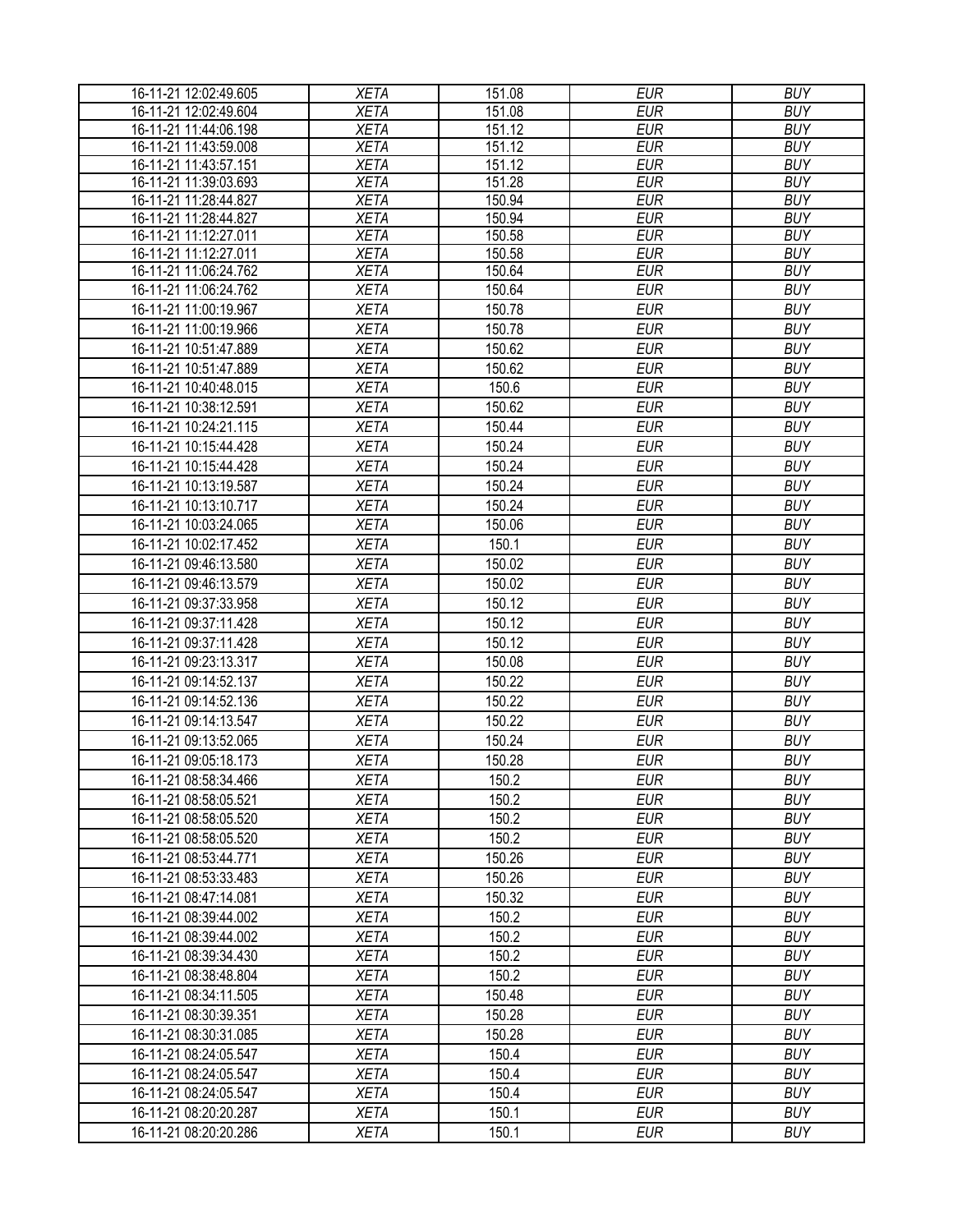| | | | | |
|---|---|---|---|---|
| 16-11-21 12:02:49.605 | XETA | 151.08 | EUR | BUY |
| 16-11-21 12:02:49.604 | XETA | 151.08 | EUR | BUY |
| 16-11-21 11:44:06.198 | XETA | 151.12 | EUR | BUY |
| 16-11-21 11:43:59.008 | XETA | 151.12 | EUR | BUY |
| 16-11-21 11:43:57.151 | XETA | 151.12 | EUR | BUY |
| 16-11-21 11:39:03.693 | XETA | 151.28 | EUR | BUY |
| 16-11-21 11:28:44.827 | XETA | 150.94 | EUR | BUY |
| 16-11-21 11:28:44.827 | XETA | 150.94 | EUR | BUY |
| 16-11-21 11:12:27.011 | XETA | 150.58 | EUR | BUY |
| 16-11-21 11:12:27.011 | XETA | 150.58 | EUR | BUY |
| 16-11-21 11:06:24.762 | XETA | 150.64 | EUR | BUY |
| 16-11-21 11:06:24.762 | XETA | 150.64 | EUR | BUY |
| 16-11-21 11:00:19.967 | XETA | 150.78 | EUR | BUY |
| 16-11-21 11:00:19.966 | XETA | 150.78 | EUR | BUY |
| 16-11-21 10:51:47.889 | XETA | 150.62 | EUR | BUY |
| 16-11-21 10:51:47.889 | XETA | 150.62 | EUR | BUY |
| 16-11-21 10:40:48.015 | XETA | 150.6 | EUR | BUY |
| 16-11-21 10:38:12.591 | XETA | 150.62 | EUR | BUY |
| 16-11-21 10:24:21.115 | XETA | 150.44 | EUR | BUY |
| 16-11-21 10:15:44.428 | XETA | 150.24 | EUR | BUY |
| 16-11-21 10:15:44.428 | XETA | 150.24 | EUR | BUY |
| 16-11-21 10:13:19.587 | XETA | 150.24 | EUR | BUY |
| 16-11-21 10:13:10.717 | XETA | 150.24 | EUR | BUY |
| 16-11-21 10:03:24.065 | XETA | 150.06 | EUR | BUY |
| 16-11-21 10:02:17.452 | XETA | 150.1 | EUR | BUY |
| 16-11-21 09:46:13.580 | XETA | 150.02 | EUR | BUY |
| 16-11-21 09:46:13.579 | XETA | 150.02 | EUR | BUY |
| 16-11-21 09:37:33.958 | XETA | 150.12 | EUR | BUY |
| 16-11-21 09:37:11.428 | XETA | 150.12 | EUR | BUY |
| 16-11-21 09:37:11.428 | XETA | 150.12 | EUR | BUY |
| 16-11-21 09:23:13.317 | XETA | 150.08 | EUR | BUY |
| 16-11-21 09:14:52.137 | XETA | 150.22 | EUR | BUY |
| 16-11-21 09:14:52.136 | XETA | 150.22 | EUR | BUY |
| 16-11-21 09:14:13.547 | XETA | 150.22 | EUR | BUY |
| 16-11-21 09:13:52.065 | XETA | 150.24 | EUR | BUY |
| 16-11-21 09:05:18.173 | XETA | 150.28 | EUR | BUY |
| 16-11-21 08:58:34.466 | XETA | 150.2 | EUR | BUY |
| 16-11-21 08:58:05.521 | XETA | 150.2 | EUR | BUY |
| 16-11-21 08:58:05.520 | XETA | 150.2 | EUR | BUY |
| 16-11-21 08:58:05.520 | XETA | 150.2 | EUR | BUY |
| 16-11-21 08:53:44.771 | XETA | 150.26 | EUR | BUY |
| 16-11-21 08:53:33.483 | XETA | 150.26 | EUR | BUY |
| 16-11-21 08:47:14.081 | XETA | 150.32 | EUR | BUY |
| 16-11-21 08:39:44.002 | XETA | 150.2 | EUR | BUY |
| 16-11-21 08:39:44.002 | XETA | 150.2 | EUR | BUY |
| 16-11-21 08:39:34.430 | XETA | 150.2 | EUR | BUY |
| 16-11-21 08:38:48.804 | XETA | 150.2 | EUR | BUY |
| 16-11-21 08:34:11.505 | XETA | 150.48 | EUR | BUY |
| 16-11-21 08:30:39.351 | XETA | 150.28 | EUR | BUY |
| 16-11-21 08:30:31.085 | XETA | 150.28 | EUR | BUY |
| 16-11-21 08:24:05.547 | XETA | 150.4 | EUR | BUY |
| 16-11-21 08:24:05.547 | XETA | 150.4 | EUR | BUY |
| 16-11-21 08:24:05.547 | XETA | 150.4 | EUR | BUY |
| 16-11-21 08:20:20.287 | XETA | 150.1 | EUR | BUY |
| 16-11-21 08:20:20.286 | XETA | 150.1 | EUR | BUY |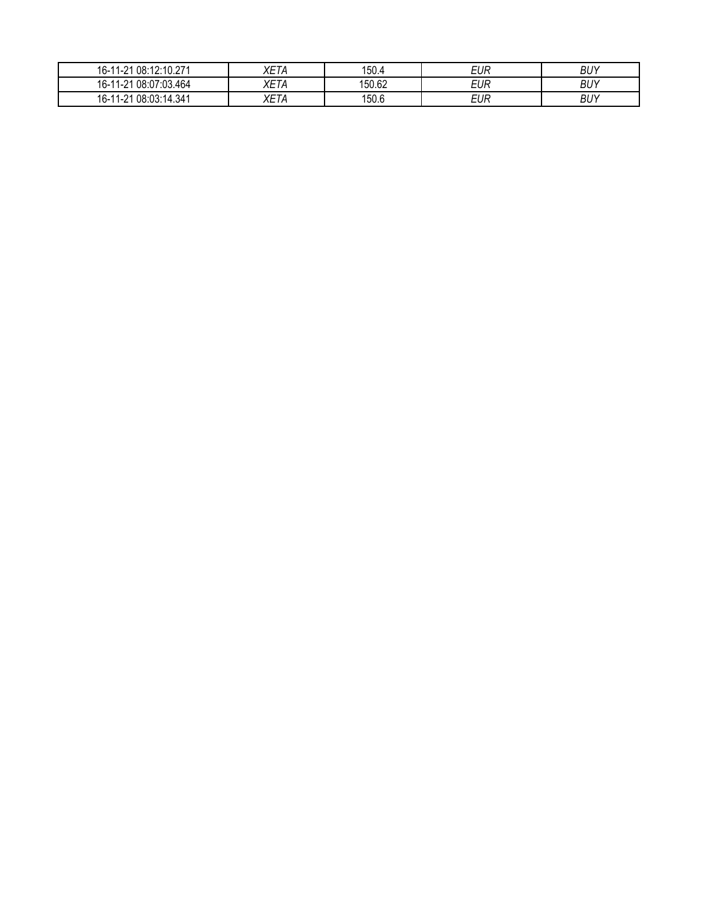| | | | | |
|---|---|---|---|---|
| 16-11-21 08:12:10.271 | *XETA* | 150.4 | *EUR* | *BUY* |
| 16-11-21 08:07:03.464 | *XETA* | 150.62 | *EUR* | *BUY* |
| 16-11-21 08:03:14.341 | *XETA* | 150.6 | *EUR* | *BUY* |